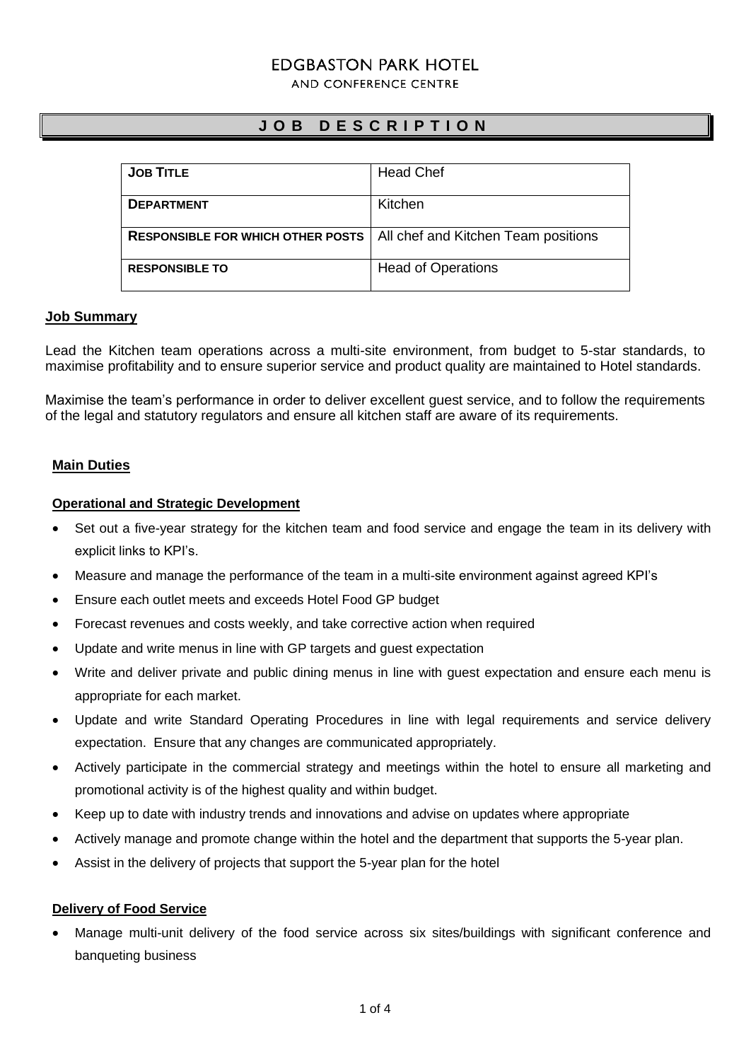# EDGBASTON PARK HOTEL

AND CONFERENCE CENTRE

## JOB DESCRIPTION

| **JOB TITLE** | Head Chef |
|---|---|
| **DEPARTMENT** | Kitchen |
| **RESPONSIBLE FOR WHICH OTHER POSTS** | All chef and Kitchen Team positions |
| **RESPONSIBLE TO** | Head of Operations |

### Job Summary

Lead the Kitchen team operations across a multi-site environment, from budget to 5-star standards, to maximise profitability and to ensure superior service and product quality are maintained to Hotel standards.

Maximise the team's performance in order to deliver excellent guest service, and to follow the requirements of the legal and statutory regulators and ensure all kitchen staff are aware of its requirements.

### Main Duties

#### Operational and Strategic Development

- Set out a five-year strategy for the kitchen team and food service and engage the team in its delivery with explicit links to KPI's.
- Measure and manage the performance of the team in a multi-site environment against agreed KPI's
- Ensure each outlet meets and exceeds Hotel Food GP budget
- Forecast revenues and costs weekly, and take corrective action when required
- Update and write menus in line with GP targets and guest expectation
- Write and deliver private and public dining menus in line with guest expectation and ensure each menu is appropriate for each market.
- Update and write Standard Operating Procedures in line with legal requirements and service delivery expectation. Ensure that any changes are communicated appropriately.
- Actively participate in the commercial strategy and meetings within the hotel to ensure all marketing and promotional activity is of the highest quality and within budget.
- Keep up to date with industry trends and innovations and advise on updates where appropriate
- Actively manage and promote change within the hotel and the department that supports the 5-year plan.
- Assist in the delivery of projects that support the 5-year plan for the hotel

#### Delivery of Food Service

- Manage multi-unit delivery of the food service across six sites/buildings with significant conference and banqueting business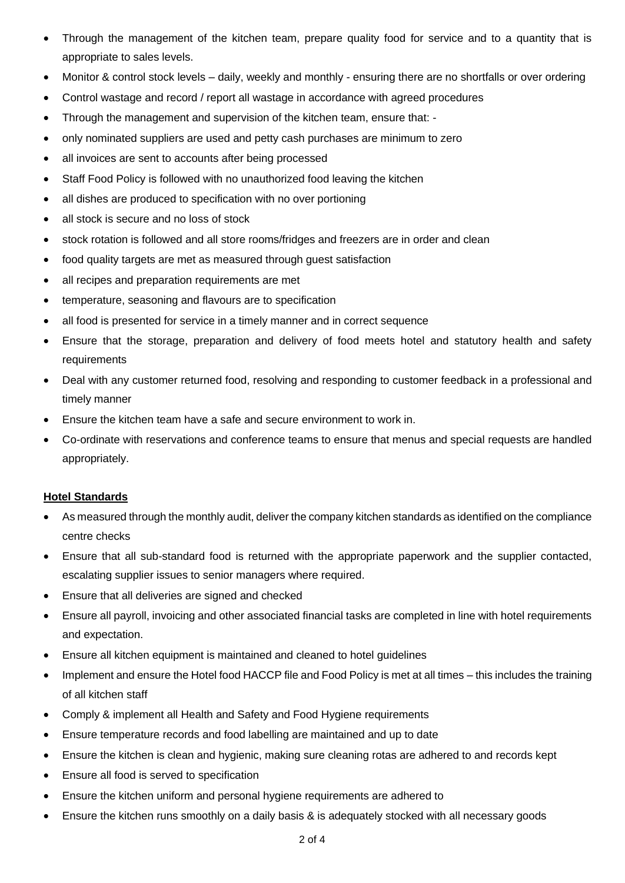- Through the management of the kitchen team, prepare quality food for service and to a quantity that is appropriate to sales levels.
- Monitor & control stock levels – daily, weekly and monthly - ensuring there are no shortfalls or over ordering
- Control wastage and record / report all wastage in accordance with agreed procedures
- Through the management and supervision of the kitchen team, ensure that: -
- only nominated suppliers are used and petty cash purchases are minimum to zero
- all invoices are sent to accounts after being processed
- Staff Food Policy is followed with no unauthorized food leaving the kitchen
- all dishes are produced to specification with no over portioning
- all stock is secure and no loss of stock
- stock rotation is followed and all store rooms/fridges and freezers are in order and clean
- food quality targets are met as measured through guest satisfaction
- all recipes and preparation requirements are met
- temperature, seasoning and flavours are to specification
- all food is presented for service in a timely manner and in correct sequence
- Ensure that the storage, preparation and delivery of food meets hotel and statutory health and safety requirements
- Deal with any customer returned food, resolving and responding to customer feedback in a professional and timely manner
- Ensure the kitchen team have a safe and secure environment to work in.
- Co-ordinate with reservations and conference teams to ensure that menus and special requests are handled appropriately.

**Hotel Standards**

- As measured through the monthly audit, deliver the company kitchen standards as identified on the compliance centre checks
- Ensure that all sub-standard food is returned with the appropriate paperwork and the supplier contacted, escalating supplier issues to senior managers where required.
- Ensure that all deliveries are signed and checked
- Ensure all payroll, invoicing and other associated financial tasks are completed in line with hotel requirements and expectation.
- Ensure all kitchen equipment is maintained and cleaned to hotel guidelines
- Implement and ensure the Hotel food HACCP file and Food Policy is met at all times – this includes the training of all kitchen staff
- Comply & implement all Health and Safety and Food Hygiene requirements
- Ensure temperature records and food labelling are maintained and up to date
- Ensure the kitchen is clean and hygienic, making sure cleaning rotas are adhered to and records kept
- Ensure all food is served to specification
- Ensure the kitchen uniform and personal hygiene requirements are adhered to
- Ensure the kitchen runs smoothly on a daily basis & is adequately stocked with all necessary goods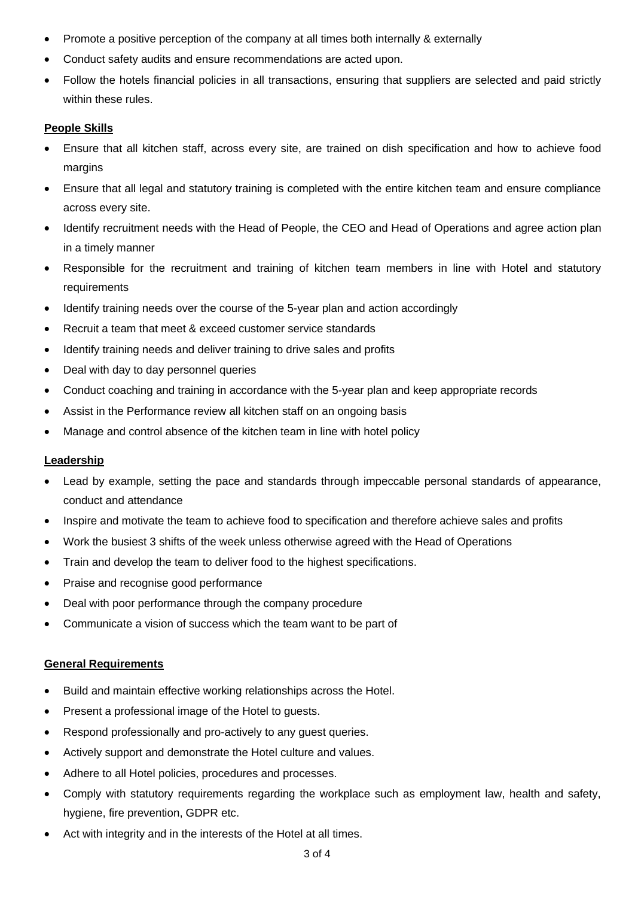- Promote a positive perception of the company at all times both internally & externally
- Conduct safety audits and ensure recommendations are acted upon.
- Follow the hotels financial policies in all transactions, ensuring that suppliers are selected and paid strictly within these rules.

**People Skills**

- Ensure that all kitchen staff, across every site, are trained on dish specification and how to achieve food margins
- Ensure that all legal and statutory training is completed with the entire kitchen team and ensure compliance across every site.
- Identify recruitment needs with the Head of People, the CEO and Head of Operations and agree action plan in a timely manner
- Responsible for the recruitment and training of kitchen team members in line with Hotel and statutory requirements
- Identify training needs over the course of the 5-year plan and action accordingly
- Recruit a team that meet & exceed customer service standards
- Identify training needs and deliver training to drive sales and profits
- Deal with day to day personnel queries
- Conduct coaching and training in accordance with the 5-year plan and keep appropriate records
- Assist in the Performance review all kitchen staff on an ongoing basis
- Manage and control absence of the kitchen team in line with hotel policy

**Leadership**

- Lead by example, setting the pace and standards through impeccable personal standards of appearance, conduct and attendance
- Inspire and motivate the team to achieve food to specification and therefore achieve sales and profits
- Work the busiest 3 shifts of the week unless otherwise agreed with the Head of Operations
- Train and develop the team to deliver food to the highest specifications.
- Praise and recognise good performance
- Deal with poor performance through the company procedure
- Communicate a vision of success which the team want to be part of

**General Requirements**

- Build and maintain effective working relationships across the Hotel.
- Present a professional image of the Hotel to guests.
- Respond professionally and pro-actively to any guest queries.
- Actively support and demonstrate the Hotel culture and values.
- Adhere to all Hotel policies, procedures and processes.
- Comply with statutory requirements regarding the workplace such as employment law, health and safety, hygiene, fire prevention, GDPR etc.
- Act with integrity and in the interests of the Hotel at all times.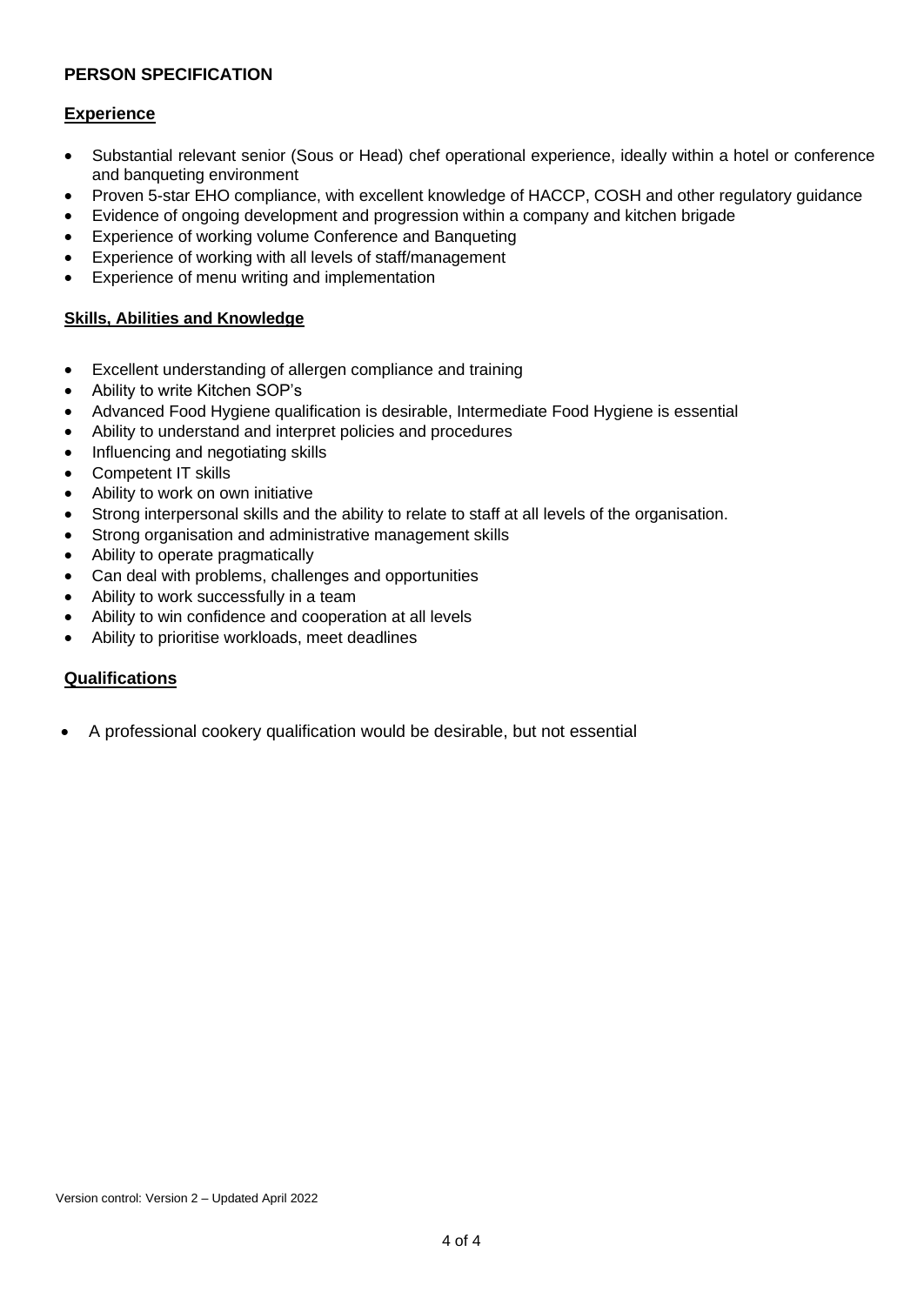**PERSON SPECIFICATION**

**Experience**

- Substantial relevant senior (Sous or Head) chef operational experience, ideally within a hotel or conference and banqueting environment
- Proven 5-star EHO compliance, with excellent knowledge of HACCP, COSH and other regulatory guidance
- Evidence of ongoing development and progression within a company and kitchen brigade
- Experience of working volume Conference and Banqueting
- Experience of working with all levels of staff/management
- Experience of menu writing and implementation

**Skills, Abilities and Knowledge**

- Excellent understanding of allergen compliance and training
- Ability to write Kitchen SOP's
- Advanced Food Hygiene qualification is desirable, Intermediate Food Hygiene is essential
- Ability to understand and interpret policies and procedures
- Influencing and negotiating skills
- Competent IT skills
- Ability to work on own initiative
- Strong interpersonal skills and the ability to relate to staff at all levels of the organisation.
- Strong organisation and administrative management skills
- Ability to operate pragmatically
- Can deal with problems, challenges and opportunities
- Ability to work successfully in a team
- Ability to win confidence and cooperation at all levels
- Ability to prioritise workloads, meet deadlines

**Qualifications**

- A professional cookery qualification would be desirable, but not essential

Version control: Version 2 – Updated April 2022